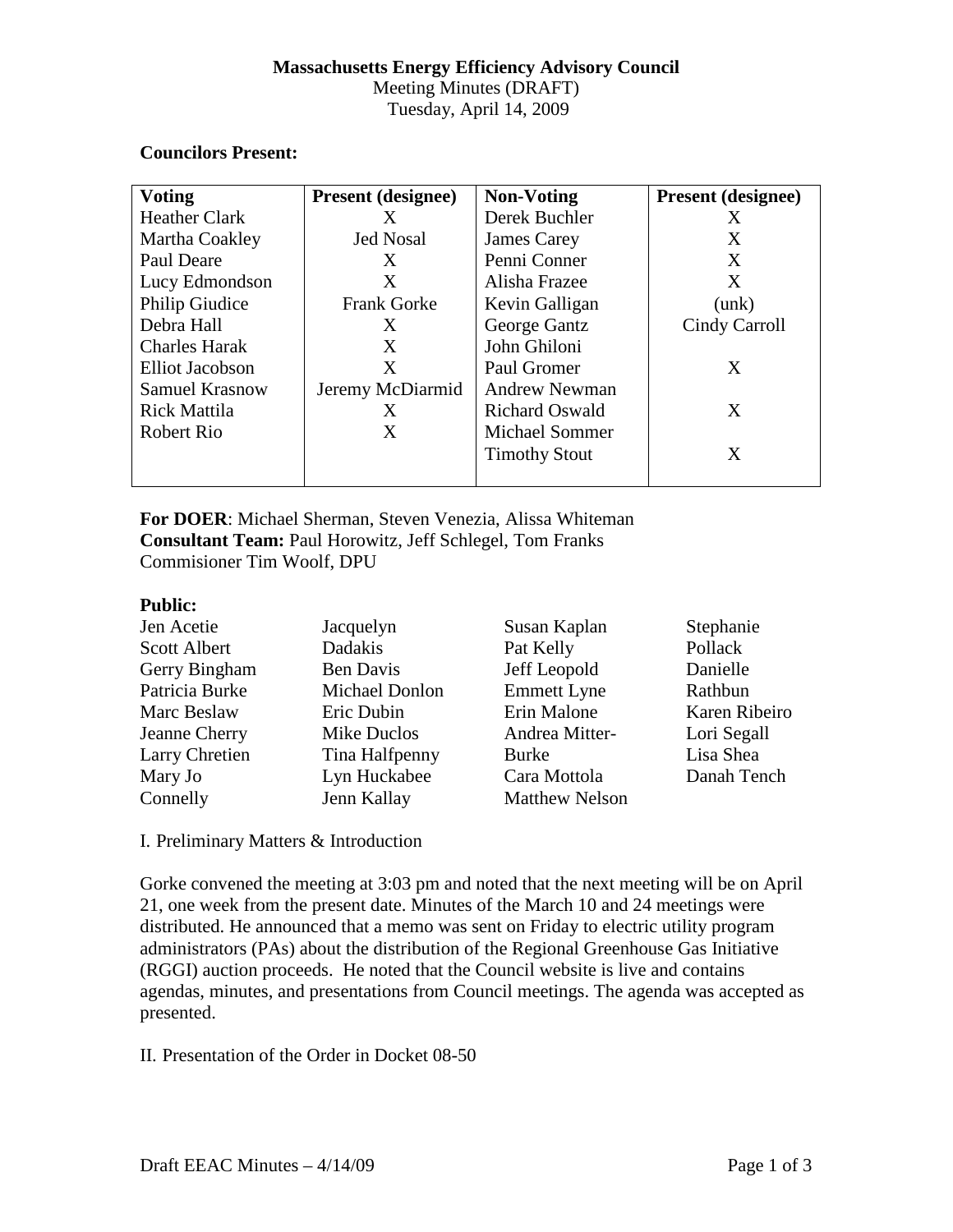**Massachusetts Energy Efficiency Advisory Council**
Meeting Minutes (DRAFT)
Tuesday, April 14, 2009

**Councilors Present:**

| **Voting** | **Present (designee)** | **Non-Voting** | **Present (designee)** |
|---|---|---|---|
| Heather Clark | X | Derek Buchler | X |
| Martha Coakley | Jed Nosal | James Carey | X |
| Paul Deare | X | Penni Conner | X |
| Lucy Edmondson | X | Alisha Frazee | X |
| Philip Giudice | Frank Gorke | Kevin Galligan | (unk) |
| Debra Hall | X | George Gantz | Cindy Carroll |
| Charles Harak | X | John Ghiloni | |
| Elliot Jacobson | X | Paul Gromer | X |
| Samuel Krasnow | Jeremy McDiarmid | Andrew Newman | |
| Rick Mattila | X | Richard Oswald | X |
| Robert Rio | X | Michael Sommer | |
| | | Timothy Stout | X |

**For DOER**: Michael Sherman, Steven Venezia, Alissa Whiteman
**Consultant Team:** Paul Horowitz, Jeff Schlegel, Tom Franks
Commisioner Tim Woolf, DPU

**Public:**
Jen Acetie, Scott Albert, Gerry Bingham, Patricia Burke, Marc Beslaw, Jeanne Cherry, Larry Chretien, Mary Jo Connelly, Jacquelyn Dadakis, Ben Davis, Michael Donlon, Eric Dubin, Mike Duclos, Tina Halfpenny, Lyn Huckabee, Jenn Kallay, Susan Kaplan, Pat Kelly, Jeff Leopold, Emmett Lyne, Erin Malone, Andrea Mitter-Burke, Cara Mottola, Matthew Nelson, Stephanie Pollack, Danielle Rathbun, Karen Ribeiro, Lori Segall, Lisa Shea, Danah Tench

I. Preliminary Matters & Introduction

Gorke convened the meeting at 3:03 pm and noted that the next meeting will be on April 21, one week from the present date. Minutes of the March 10 and 24 meetings were distributed. He announced that a memo was sent on Friday to electric utility program administrators (PAs) about the distribution of the Regional Greenhouse Gas Initiative (RGGI) auction proceeds. He noted that the Council website is live and contains agendas, minutes, and presentations from Council meetings. The agenda was accepted as presented.

II. Presentation of the Order in Docket 08-50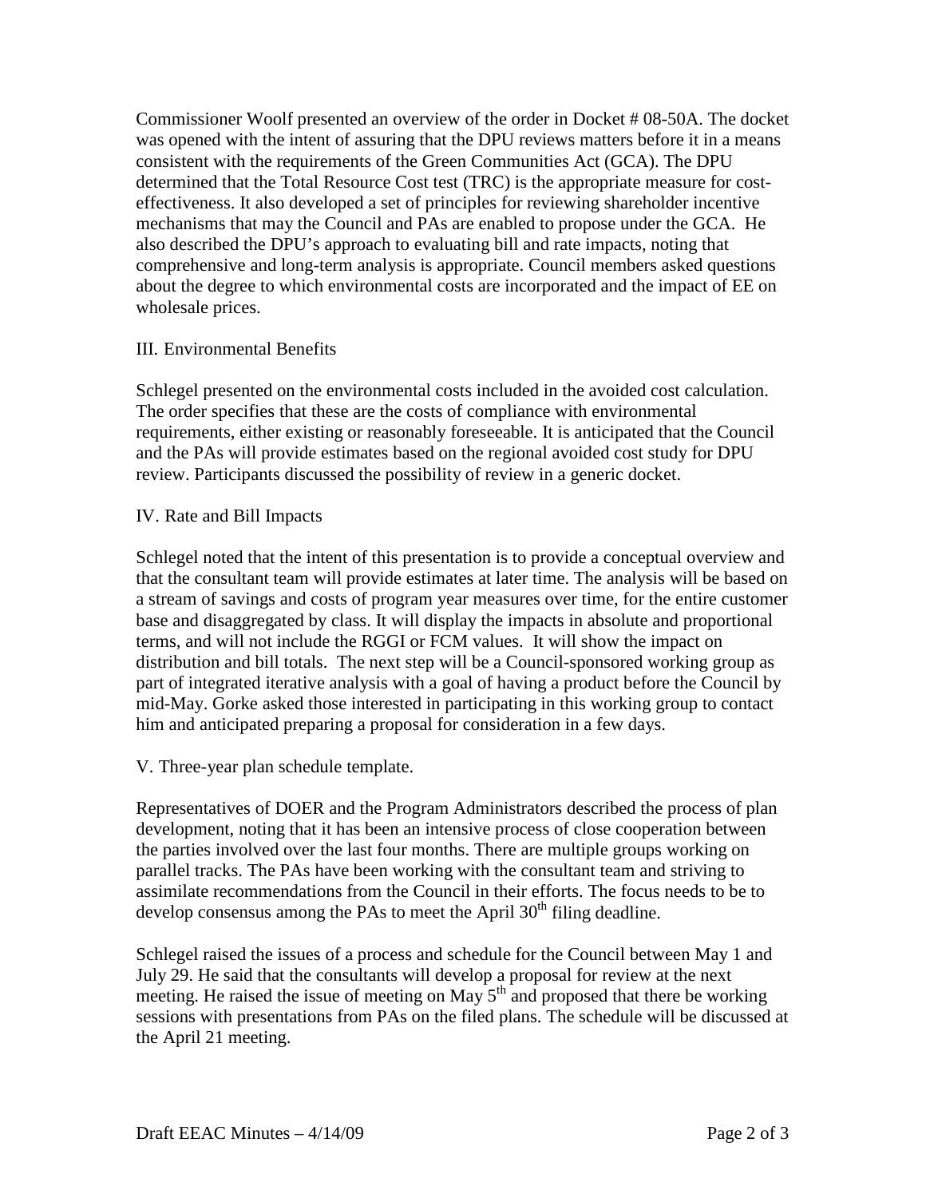Commissioner Woolf presented an overview of the order in Docket # 08-50A. The docket was opened with the intent of assuring that the DPU reviews matters before it in a means consistent with the requirements of the Green Communities Act (GCA). The DPU determined that the Total Resource Cost test (TRC) is the appropriate measure for cost-effectiveness. It also developed a set of principles for reviewing shareholder incentive mechanisms that may the Council and PAs are enabled to propose under the GCA. He also described the DPU's approach to evaluating bill and rate impacts, noting that comprehensive and long-term analysis is appropriate. Council members asked questions about the degree to which environmental costs are incorporated and the impact of EE on wholesale prices.

III. Environmental Benefits

Schlegel presented on the environmental costs included in the avoided cost calculation. The order specifies that these are the costs of compliance with environmental requirements, either existing or reasonably foreseeable. It is anticipated that the Council and the PAs will provide estimates based on the regional avoided cost study for DPU review. Participants discussed the possibility of review in a generic docket.

IV. Rate and Bill Impacts

Schlegel noted that the intent of this presentation is to provide a conceptual overview and that the consultant team will provide estimates at later time. The analysis will be based on a stream of savings and costs of program year measures over time, for the entire customer base and disaggregated by class. It will display the impacts in absolute and proportional terms, and will not include the RGGI or FCM values. It will show the impact on distribution and bill totals. The next step will be a Council-sponsored working group as part of integrated iterative analysis with a goal of having a product before the Council by mid-May. Gorke asked those interested in participating in this working group to contact him and anticipated preparing a proposal for consideration in a few days.

V. Three-year plan schedule template.

Representatives of DOER and the Program Administrators described the process of plan development, noting that it has been an intensive process of close cooperation between the parties involved over the last four months. There are multiple groups working on parallel tracks. The PAs have been working with the consultant team and striving to assimilate recommendations from the Council in their efforts. The focus needs to be to develop consensus among the PAs to meet the April 30th filing deadline.

Schlegel raised the issues of a process and schedule for the Council between May 1 and July 29. He said that the consultants will develop a proposal for review at the next meeting. He raised the issue of meeting on May 5th and proposed that there be working sessions with presentations from PAs on the filed plans. The schedule will be discussed at the April 21 meeting.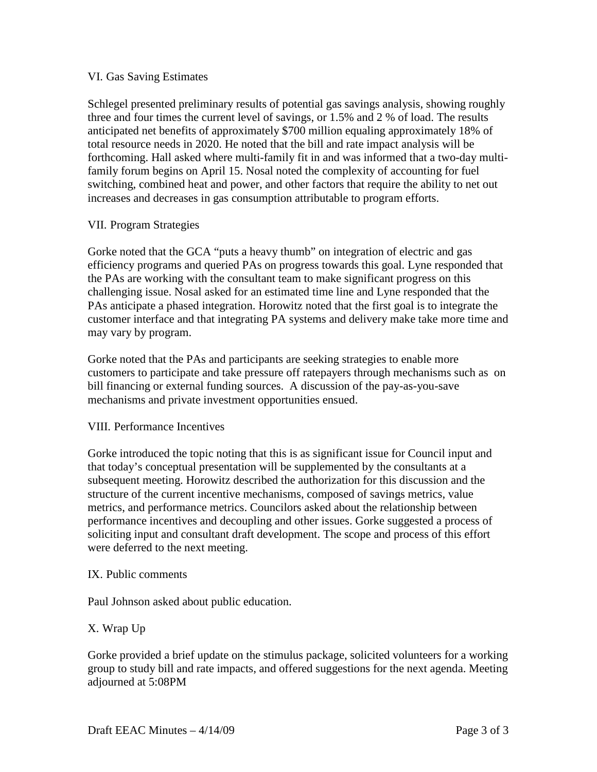## VI. Gas Saving Estimates

Schlegel presented preliminary results of potential gas savings analysis, showing roughly three and four times the current level of savings, or 1.5% and 2 % of load. The results anticipated net benefits of approximately $700 million equaling approximately 18% of total resource needs in 2020. He noted that the bill and rate impact analysis will be forthcoming. Hall asked where multi-family fit in and was informed that a two-day multi-family forum begins on April 15. Nosal noted the complexity of accounting for fuel switching, combined heat and power, and other factors that require the ability to net out increases and decreases in gas consumption attributable to program efforts.

## VII. Program Strategies

Gorke noted that the GCA "puts a heavy thumb" on integration of electric and gas efficiency programs and queried PAs on progress towards this goal. Lyne responded that the PAs are working with the consultant team to make significant progress on this challenging issue. Nosal asked for an estimated time line and Lyne responded that the PAs anticipate a phased integration. Horowitz noted that the first goal is to integrate the customer interface and that integrating PA systems and delivery make take more time and may vary by program.

Gorke noted that the PAs and participants are seeking strategies to enable more customers to participate and take pressure off ratepayers through mechanisms such as on bill financing or external funding sources. A discussion of the pay-as-you-save mechanisms and private investment opportunities ensued.

## VIII. Performance Incentives

Gorke introduced the topic noting that this is as significant issue for Council input and that today's conceptual presentation will be supplemented by the consultants at a subsequent meeting. Horowitz described the authorization for this discussion and the structure of the current incentive mechanisms, composed of savings metrics, value metrics, and performance metrics. Councilors asked about the relationship between performance incentives and decoupling and other issues. Gorke suggested a process of soliciting input and consultant draft development. The scope and process of this effort were deferred to the next meeting.

## IX. Public comments

Paul Johnson asked about public education.

## X. Wrap Up

Gorke provided a brief update on the stimulus package, solicited volunteers for a working group to study bill and rate impacts, and offered suggestions for the next agenda. Meeting adjourned at 5:08PM